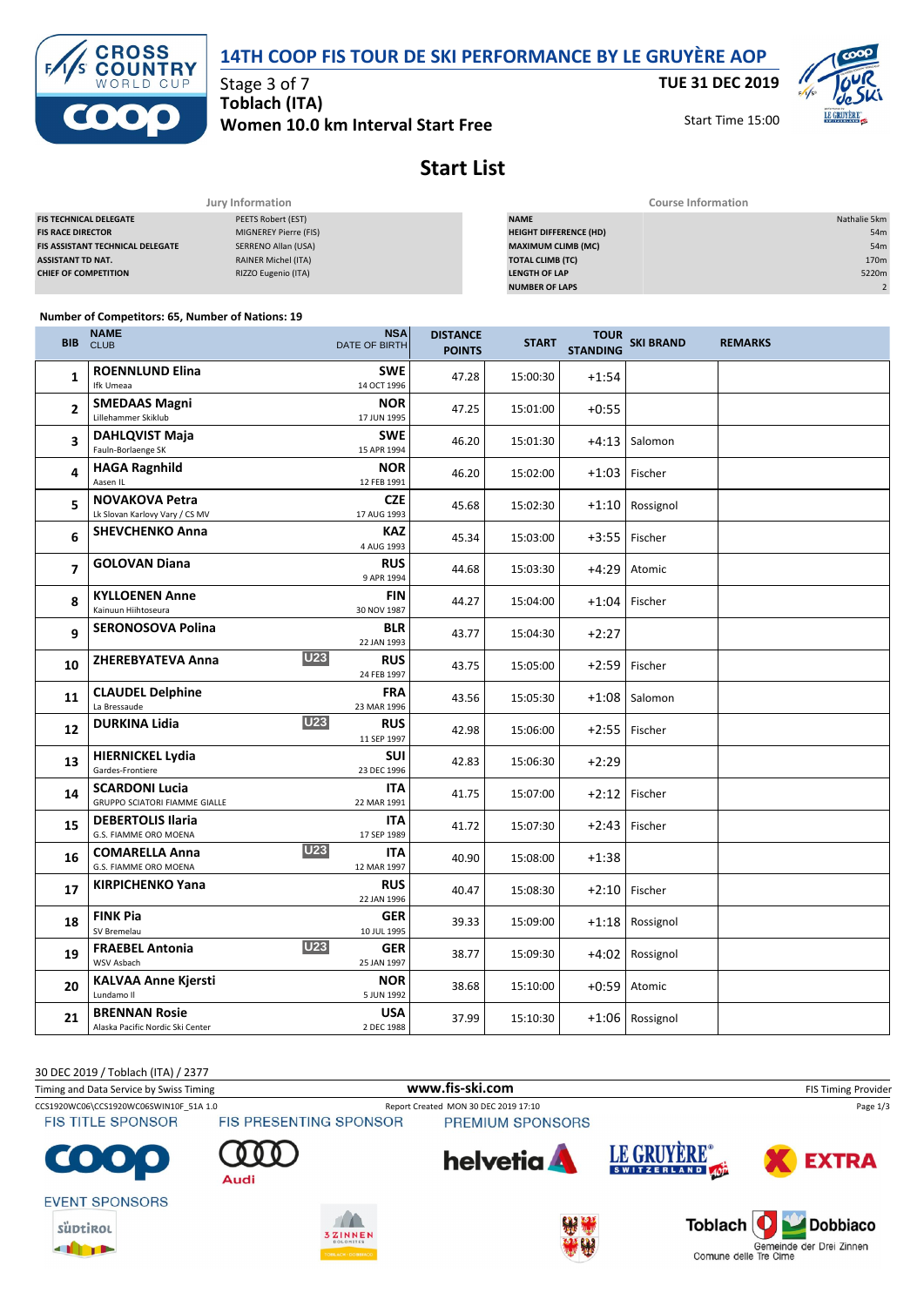# 14TH COOP FIS TOUR DE SKI PERFORMANCE BY LE GRUYÈRE AOP

Stage 3 of 7
**Toblach (ITA)**
**Women 10.0 km Interval Start Free**

**TUE 31 DEC 2019**

Start Time 15:00

## Start List

| Jury Information | |
|---|---|
| FIS TECHNICAL DELEGATE | PEETS Robert (EST) |
| FIS RACE DIRECTOR | MIGNEREY Pierre (FIS) |
| FIS ASSISTANT TECHNICAL DELEGATE | SERRENO Allan (USA) |
| ASSISTANT TD NAT. | RAINER Michel (ITA) |
| CHIEF OF COMPETITION | RIZZO Eugenio (ITA) |

| Course Information | |
|---|---|
| NAME | Nathalie 5km |
| HEIGHT DIFFERENCE (HD) | 54m |
| MAXIMUM CLIMB (MC) | 54m |
| TOTAL CLIMB (TC) | 170m |
| LENGTH OF LAP | 5220m |
| NUMBER OF LAPS | 2 |

Number of Competitors: 65, Number of Nations: 19

| BIB | NAME / CLUB | | NSA / DATE OF BIRTH | DISTANCE POINTS | START | TOUR STANDING | SKI BRAND | REMARKS |
|---|---|---|---|---|---|---|---|---|
| 1 | **ROENNLUND Elina** Ifk Umeaa | | SWE 14 OCT 1996 | 47.28 | 15:00:30 | +1:54 | | |
| 2 | **SMEDAAS Magni** Lillehammer Skiklub | | NOR 17 JUN 1995 | 47.25 | 15:01:00 | +0:55 | | |
| 3 | **DAHLQVIST Maja** Fauln-Borlaenge SK | | SWE 15 APR 1994 | 46.20 | 15:01:30 | +4:13 | Salomon | |
| 4 | **HAGA Ragnhild** Aasen IL | | NOR 12 FEB 1991 | 46.20 | 15:02:00 | +1:03 | Fischer | |
| 5 | **NOVAKOVA Petra** Lk Slovan Karlovy Vary / CS MV | | CZE 17 AUG 1993 | 45.68 | 15:02:30 | +1:10 | Rossignol | |
| 6 | **SHEVCHENKO Anna** | | KAZ 4 AUG 1993 | 45.34 | 15:03:00 | +3:55 | Fischer | |
| 7 | **GOLOVAN Diana** | | RUS 9 APR 1994 | 44.68 | 15:03:30 | +4:29 | Atomic | |
| 8 | **KYLLOENEN Anne** Kainuun Hiihtoseura | | FIN 30 NOV 1987 | 44.27 | 15:04:00 | +1:04 | Fischer | |
| 9 | **SERONOSOVA Polina** | | BLR 22 JAN 1993 | 43.77 | 15:04:30 | +2:27 | | |
| 10 | **ZHEREBYATEVA Anna** | U23 | RUS 24 FEB 1997 | 43.75 | 15:05:00 | +2:59 | Fischer | |
| 11 | **CLAUDEL Delphine** La Bressaude | | FRA 23 MAR 1996 | 43.56 | 15:05:30 | +1:08 | Salomon | |
| 12 | **DURKINA Lidia** | U23 | RUS 11 SEP 1997 | 42.98 | 15:06:00 | +2:55 | Fischer | |
| 13 | **HIERNICKEL Lydia** Gardes-Frontiere | | SUI 23 DEC 1996 | 42.83 | 15:06:30 | +2:29 | | |
| 14 | **SCARDONI Lucia** GRUPPO SCIATORI FIAMME GIALLE | | ITA 22 MAR 1991 | 41.75 | 15:07:00 | +2:12 | Fischer | |
| 15 | **DEBERTOLIS Ilaria** G.S. FIAMME ORO MOENA | | ITA 17 SEP 1989 | 41.72 | 15:07:30 | +2:43 | Fischer | |
| 16 | **COMARELLA Anna** G.S. FIAMME ORO MOENA | U23 | ITA 12 MAR 1997 | 40.90 | 15:08:00 | +1:38 | | |
| 17 | **KIRPICHENKO Yana** | | RUS 22 JAN 1996 | 40.47 | 15:08:30 | +2:10 | Fischer | |
| 18 | **FINK Pia** SV Bremelau | | GER 10 JUL 1995 | 39.33 | 15:09:00 | +1:18 | Rossignol | |
| 19 | **FRAEBEL Antonia** WSV Asbach | U23 | GER 25 JAN 1997 | 38.77 | 15:09:30 | +4:02 | Rossignol | |
| 20 | **KALVAA Anne Kjersti** Lundamo Il | | NOR 5 JUN 1992 | 38.68 | 15:10:00 | +0:59 | Atomic | |
| 21 | **BRENNAN Rosie** Alaska Pacific Nordic Ski Center | | USA 2 DEC 1988 | 37.99 | 15:10:30 | +1:06 | Rossignol | |

30 DEC 2019 / Toblach (ITA) / 2377

Timing and Data Service by Swiss Timing — www.fis-ski.com — FIS Timing Provider

CCS1920WC06\CCS1920WC06SWIN10F_51A 1.0 — Report Created MON 30 DEC 2019 17:10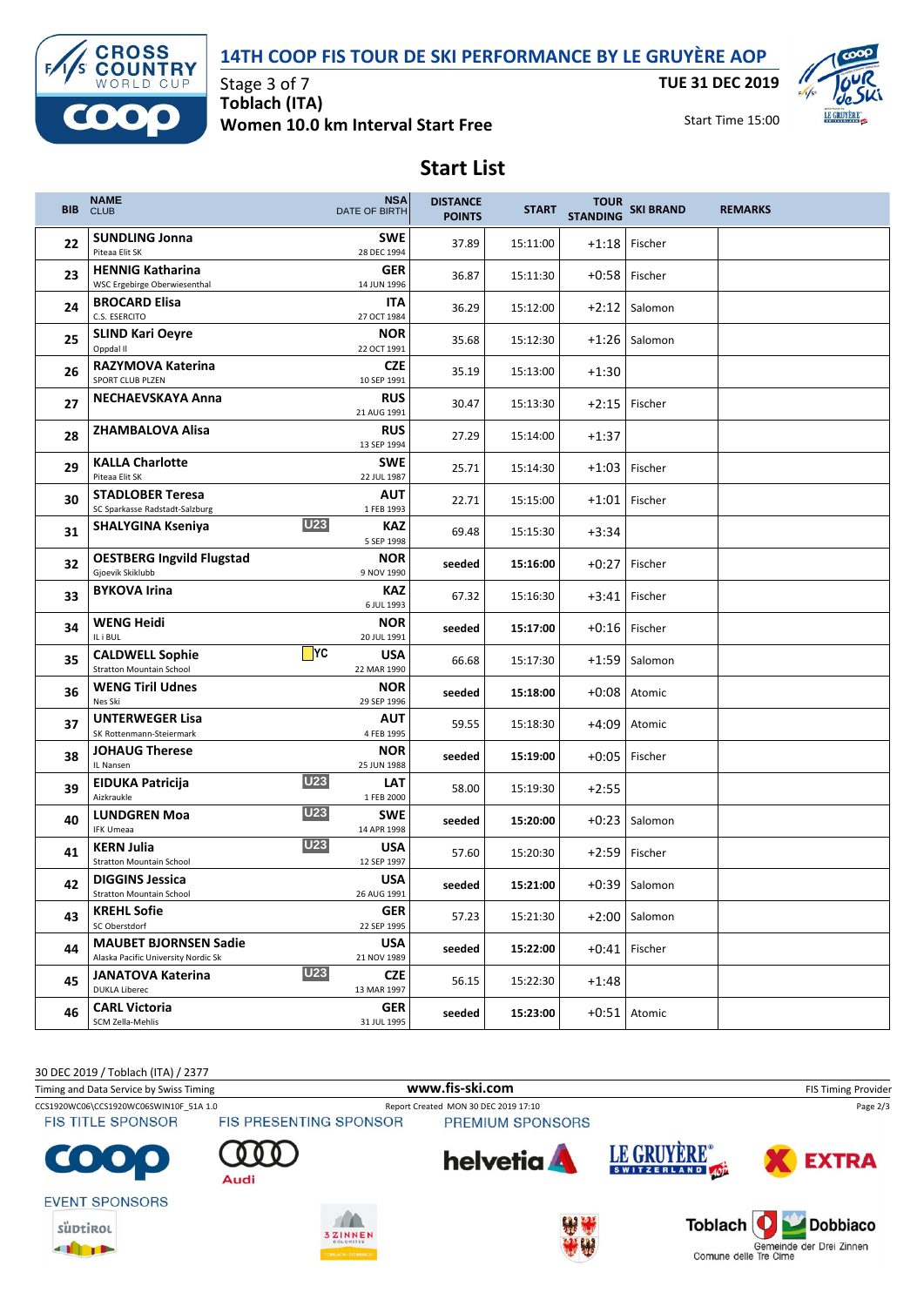# 14TH COOP FIS TOUR DE SKI PERFORMANCE BY LE GRUYÈRE AOP

Stage 3 of 7
**Toblach (ITA)**
**Women 10.0 km Interval Start Free**

**TUE 31 DEC 2019**
Start Time 15:00

## Start List

| BIB | NAME / CLUB | | NSA / DATE OF BIRTH | DISTANCE POINTS | START | TOUR STANDING | SKI BRAND | REMARKS |
|---|---|---|---|---|---|---|---|---|
| 22 | **SUNDLING Jonna** Piteaa Elit SK | | **SWE** 28 DEC 1994 | 37.89 | 15:11:00 | +1:18 | Fischer | |
| 23 | **HENNIG Katharina** WSC Ergebirge Oberwiesenthal | | **GER** 14 JUN 1996 | 36.87 | 15:11:30 | +0:58 | Fischer | |
| 24 | **BROCARD Elisa** C.S. ESERCITO | | **ITA** 27 OCT 1984 | 36.29 | 15:12:00 | +2:12 | Salomon | |
| 25 | **SLIND Kari Oeyre** Oppdal Il | | **NOR** 22 OCT 1991 | 35.68 | 15:12:30 | +1:26 | Salomon | |
| 26 | **RAZYMOVA Katerina** SPORT CLUB PLZEN | | **CZE** 10 SEP 1991 | 35.19 | 15:13:00 | +1:30 | | |
| 27 | **NECHAEVSKAYA Anna** | | **RUS** 21 AUG 1991 | 30.47 | 15:13:30 | +2:15 | Fischer | |
| 28 | **ZHAMBALOVA Alisa** | | **RUS** 13 SEP 1994 | 27.29 | 15:14:00 | +1:37 | | |
| 29 | **KALLA Charlotte** Piteaa Elit SK | | **SWE** 22 JUL 1987 | 25.71 | 15:14:30 | +1:03 | Fischer | |
| 30 | **STADLOBER Teresa** SC Sparkasse Radstadt-Salzburg | | **AUT** 1 FEB 1993 | 22.71 | 15:15:00 | +1:01 | Fischer | |
| 31 | **SHALYGINA Kseniya** | U23 | **KAZ** 5 SEP 1998 | 69.48 | 15:15:30 | +3:34 | | |
| 32 | **OESTBERG Ingvild Flugstad** Gjoevik Skiklubb | | **NOR** 9 NOV 1990 | **seeded** | **15:16:00** | +0:27 | Fischer | |
| 33 | **BYKOVA Irina** | | **KAZ** 6 JUL 1993 | 67.32 | 15:16:30 | +3:41 | Fischer | |
| 34 | **WENG Heidi** IL i BUL | | **NOR** 20 JUL 1991 | **seeded** | **15:17:00** | +0:16 | Fischer | |
| 35 | **CALDWELL Sophie** Stratton Mountain School | YC | **USA** 22 MAR 1990 | 66.68 | 15:17:30 | +1:59 | Salomon | |
| 36 | **WENG Tiril Udnes** Nes Ski | | **NOR** 29 SEP 1996 | **seeded** | **15:18:00** | +0:08 | Atomic | |
| 37 | **UNTERWEGER Lisa** SK Rottenmann-Steiermark | | **AUT** 4 FEB 1995 | 59.55 | 15:18:30 | +4:09 | Atomic | |
| 38 | **JOHAUG Therese** IL Nansen | | **NOR** 25 JUN 1988 | **seeded** | **15:19:00** | +0:05 | Fischer | |
| 39 | **EIDUKA Patricija** Aizkraukle | U23 | **LAT** 1 FEB 2000 | 58.00 | 15:19:30 | +2:55 | | |
| 40 | **LUNDGREN Moa** IFK Umeaa | U23 | **SWE** 14 APR 1998 | **seeded** | **15:20:00** | +0:23 | Salomon | |
| 41 | **KERN Julia** Stratton Mountain School | U23 | **USA** 12 SEP 1997 | 57.60 | 15:20:30 | +2:59 | Fischer | |
| 42 | **DIGGINS Jessica** Stratton Mountain School | | **USA** 26 AUG 1991 | **seeded** | **15:21:00** | +0:39 | Salomon | |
| 43 | **KREHL Sofie** SC Oberstdorf | | **GER** 22 SEP 1995 | 57.23 | 15:21:30 | +2:00 | Salomon | |
| 44 | **MAUBET BJORNSEN Sadie** Alaska Pacific University Nordic Sk | | **USA** 21 NOV 1989 | **seeded** | **15:22:00** | +0:41 | Fischer | |
| 45 | **JANATOVA Katerina** DUKLA Liberec | U23 | **CZE** 13 MAR 1997 | 56.15 | 15:22:30 | +1:48 | | |
| 46 | **CARL Victoria** SCM Zella-Mehlis | | **GER** 31 JUL 1995 | **seeded** | **15:23:00** | +0:51 | Atomic | |

30 DEC 2019 / Toblach (ITA) / 2377
Timing and Data Service by Swiss Timing — www.fis-ski.com — FIS Timing Provider
CCS1920WC06\CCS1920WC06SWIN10F_51A 1.0 — Report Created MON 30 DEC 2019 17:10

FIS TITLE SPONSOR — FIS PRESENTING SPONSOR — PREMIUM SPONSORS
EVENT SPONSORS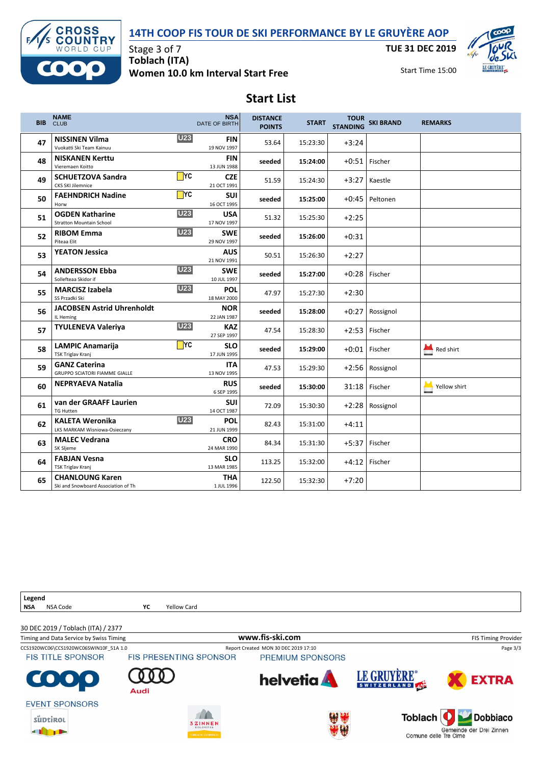# 14TH COOP FIS TOUR DE SKI PERFORMANCE BY LE GRUYÈRE AOP

Stage 3 of 7
**Toblach (ITA)**
**Women 10.0 km Interval Start Free**

**TUE 31 DEC 2019**

Start Time 15:00

## Start List

| BIB | NAME / CLUB | | NSA / DATE OF BIRTH | DISTANCE POINTS | START | TOUR STANDING | SKI BRAND | REMARKS |
|---|---|---|---|---|---|---|---|---|
| 47 | **NISSINEN Vilma** Vuokatti Ski Team Kainuu | U23 | FIN 19 NOV 1997 | 53.64 | 15:23:30 | +3:24 | | |
| 48 | **NISKANEN Kerttu** Vieremaen Koitto | | FIN 13 JUN 1988 | seeded | **15:24:00** | +0:51 | Fischer | |
| 49 | **SCHUETZOVA Sandra** CKS SKI Jilemnice | YC | CZE 21 OCT 1991 | 51.59 | 15:24:30 | +3:27 | Kaestle | |
| 50 | **FAEHNDRICH Nadine** Horw | YC | SUI 16 OCT 1995 | seeded | **15:25:00** | +0:45 | Peltonen | |
| 51 | **OGDEN Katharine** Stratton Mountain School | U23 | USA 17 NOV 1997 | 51.32 | 15:25:30 | +2:25 | | |
| 52 | **RIBOM Emma** Piteaa Elit | U23 | SWE 29 NOV 1997 | seeded | **15:26:00** | +0:31 | | |
| 53 | **YEATON Jessica** | | AUS 21 NOV 1991 | 50.51 | 15:26:30 | +2:27 | | |
| 54 | **ANDERSSON Ebba** Sollefteaa Skidor if | U23 | SWE 10 JUL 1997 | seeded | **15:27:00** | +0:28 | Fischer | |
| 55 | **MARCISZ Izabela** SS Przadki Ski | U23 | POL 18 MAY 2000 | 47.97 | 15:27:30 | +2:30 | | |
| 56 | **JACOBSEN Astrid Uhrenholdt** IL Heming | | NOR 22 JAN 1987 | seeded | **15:28:00** | +0:27 | Rossignol | |
| 57 | **TYULENEVA Valeriya** | U23 | KAZ 27 SEP 1997 | 47.54 | 15:28:30 | +2:53 | Fischer | |
| 58 | **LAMPIC Anamarija** TSK Triglav Kranj | YC | SLO 17 JUN 1995 | seeded | **15:29:00** | +0:01 | Fischer | Red shirt |
| 59 | **GANZ Caterina** GRUPPO SCIATORI FIAMME GIALLE | | ITA 13 NOV 1995 | 47.53 | 15:29:30 | +2:56 | Rossignol | |
| 60 | **NEPRYAEVA Natalia** | | RUS 6 SEP 1995 | seeded | **15:30:00** | 31:18 | Fischer | Yellow shirt |
| 61 | **van der GRAAFF Laurien** TG Hutten | | SUI 14 OCT 1987 | 72.09 | 15:30:30 | +2:28 | Rossignol | |
| 62 | **KALETA Weronika** LKS MARKAM Wisniowa-Osieczany | U23 | POL 21 JUN 1999 | 82.43 | 15:31:00 | +4:11 | | |
| 63 | **MALEC Vedrana** SK Sljeme | | CRO 24 MAR 1990 | 84.34 | 15:31:30 | +5:37 | Fischer | |
| 64 | **FABJAN Vesna** TSK Triglav Kranj | | SLO 13 MAR 1985 | 113.25 | 15:32:00 | +4:12 | Fischer | |
| 65 | **CHANLOUNG Karen** Ski and Snowboard Association of Th | | THA 1 JUL 1996 | 122.50 | 15:32:30 | +7:20 | | |

**Legend**

| | | | |
|---|---|---|---|
| **NSA** | NSA Code | **YC** | Yellow Card |

30 DEC 2019 / Toblach (ITA) / 2377

Timing and Data Service by Swiss Timing — www.fis-ski.com — FIS Timing Provider

CCS1920WC06\CCS1920WC06SWIN10F_51A 1.0 — Report Created MON 30 DEC 2019 17:10

FIS TITLE SPONSOR — FIS PRESENTING SPONSOR — PREMIUM SPONSORS

EVENT SPONSORS